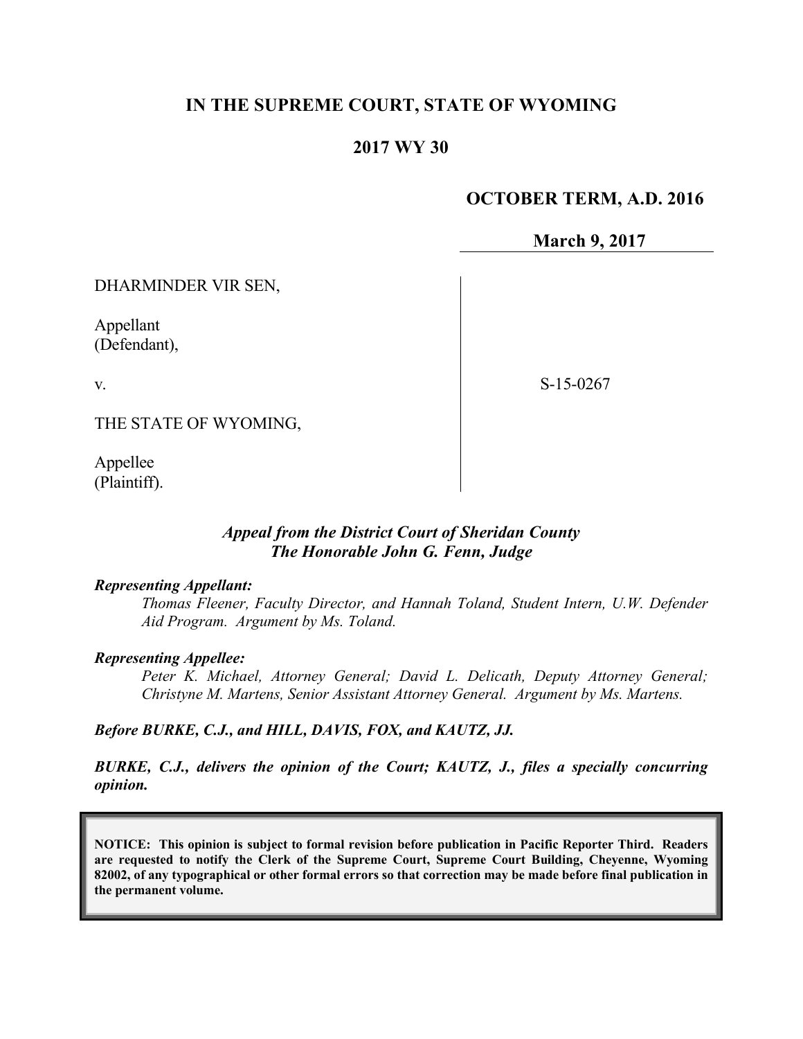# IN THE SUPREME COURT, STATE OF WYOMING

## 2017 WY 30

**OCTOBER TERM, A.D. 2016**

**March 9, 2017**

| | |
|---|---|
| DHARMINDER VIR SEN,<br><br>Appellant<br>(Defendant),<br><br>v.<br><br>THE STATE OF WYOMING,<br><br>Appellee<br>(Plaintiff). | S-15-0267 |

***Appeal from the District Court of Sheridan County***
***The Honorable John G. Fenn, Judge***

***Representing Appellant:***

*Thomas Fleener, Faculty Director, and Hannah Toland, Student Intern, U.W. Defender Aid Program. Argument by Ms. Toland.*

***Representing Appellee:***

*Peter K. Michael, Attorney General; David L. Delicath, Deputy Attorney General; Christyne M. Martens, Senior Assistant Attorney General. Argument by Ms. Martens.*

***Before BURKE, C.J., and HILL, DAVIS, FOX, and KAUTZ, JJ.***

***BURKE, C.J., delivers the opinion of the Court; KAUTZ, J., files a specially concurring opinion.***

**NOTICE: This opinion is subject to formal revision before publication in Pacific Reporter Third. Readers are requested to notify the Clerk of the Supreme Court, Supreme Court Building, Cheyenne, Wyoming 82002, of any typographical or other formal errors so that correction may be made before final publication in the permanent volume.**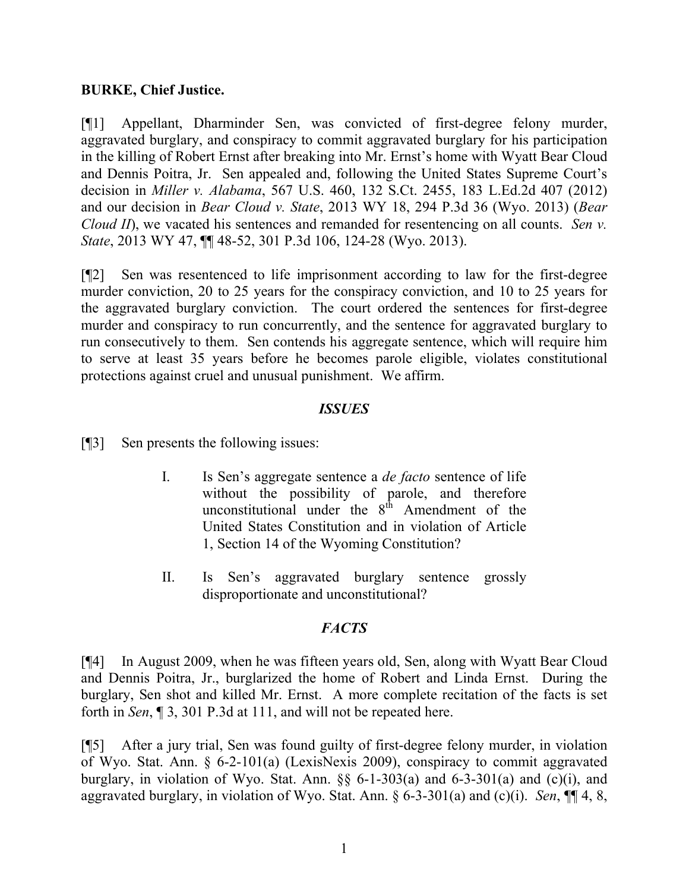**BURKE, Chief Justice.**

[¶1] Appellant, Dharminder Sen, was convicted of first-degree felony murder, aggravated burglary, and conspiracy to commit aggravated burglary for his participation in the killing of Robert Ernst after breaking into Mr. Ernst's home with Wyatt Bear Cloud and Dennis Poitra, Jr. Sen appealed and, following the United States Supreme Court's decision in *Miller v. Alabama*, 567 U.S. 460, 132 S.Ct. 2455, 183 L.Ed.2d 407 (2012) and our decision in *Bear Cloud v. State*, 2013 WY 18, 294 P.3d 36 (Wyo. 2013) (*Bear Cloud II*), we vacated his sentences and remanded for resentencing on all counts. *Sen v. State*, 2013 WY 47, ¶¶ 48-52, 301 P.3d 106, 124-28 (Wyo. 2013).

[¶2] Sen was resentenced to life imprisonment according to law for the first-degree murder conviction, 20 to 25 years for the conspiracy conviction, and 10 to 25 years for the aggravated burglary conviction. The court ordered the sentences for first-degree murder and conspiracy to run concurrently, and the sentence for aggravated burglary to run consecutively to them. Sen contends his aggregate sentence, which will require him to serve at least 35 years before he becomes parole eligible, violates constitutional protections against cruel and unusual punishment. We affirm.

## *ISSUES*

[¶3] Sen presents the following issues:

> I. Is Sen's aggregate sentence a *de facto* sentence of life without the possibility of parole, and therefore unconstitutional under the 8th Amendment of the United States Constitution and in violation of Article 1, Section 14 of the Wyoming Constitution?
>
> II. Is Sen's aggravated burglary sentence grossly disproportionate and unconstitutional?

## *FACTS*

[¶4] In August 2009, when he was fifteen years old, Sen, along with Wyatt Bear Cloud and Dennis Poitra, Jr., burglarized the home of Robert and Linda Ernst. During the burglary, Sen shot and killed Mr. Ernst. A more complete recitation of the facts is set forth in *Sen*, ¶ 3, 301 P.3d at 111, and will not be repeated here.

[¶5] After a jury trial, Sen was found guilty of first-degree felony murder, in violation of Wyo. Stat. Ann. § 6-2-101(a) (LexisNexis 2009), conspiracy to commit aggravated burglary, in violation of Wyo. Stat. Ann. §§ 6-1-303(a) and 6-3-301(a) and (c)(i), and aggravated burglary, in violation of Wyo. Stat. Ann. § 6-3-301(a) and (c)(i). *Sen*, ¶¶ 4, 8,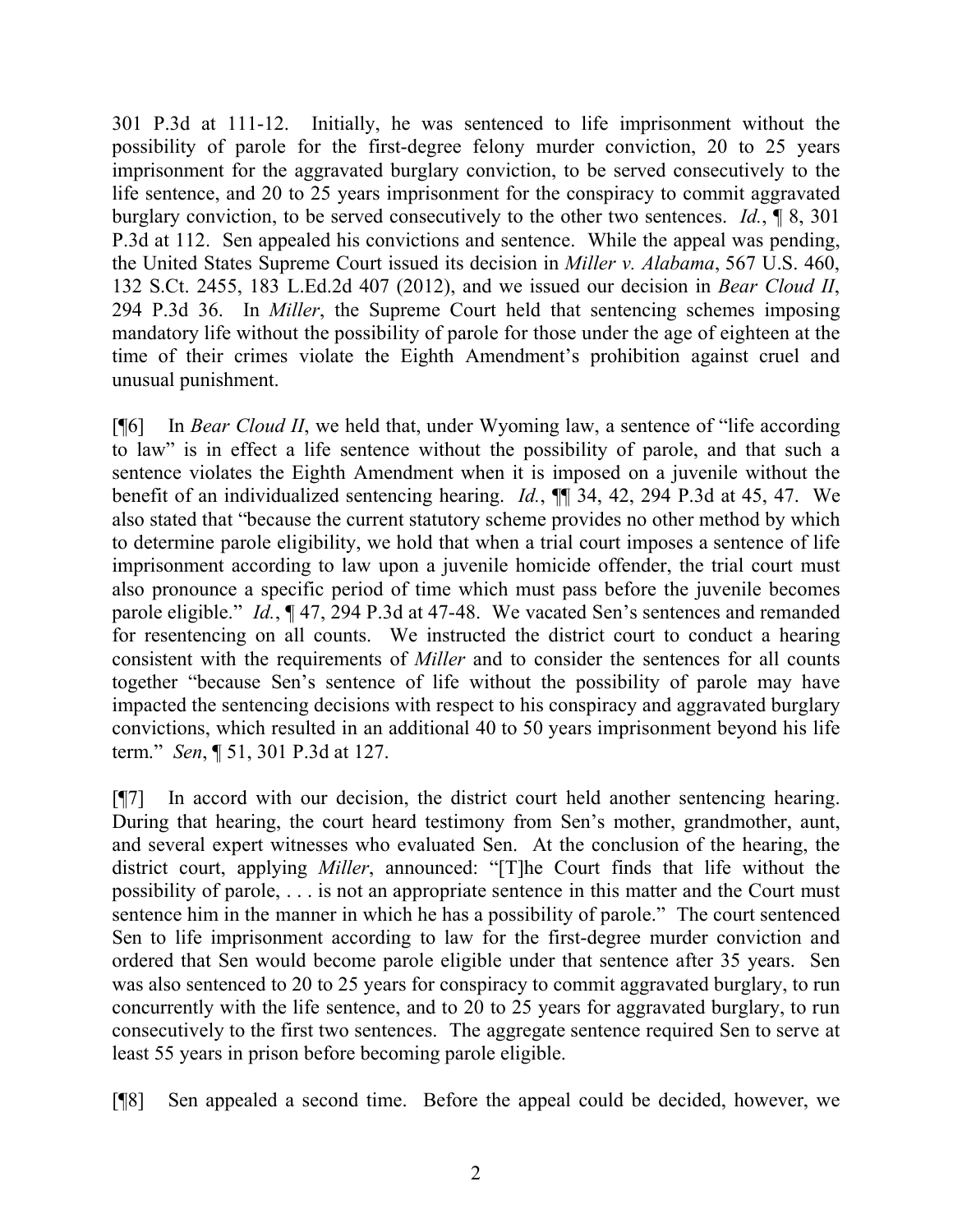301 P.3d at 111-12. Initially, he was sentenced to life imprisonment without the possibility of parole for the first-degree felony murder conviction, 20 to 25 years imprisonment for the aggravated burglary conviction, to be served consecutively to the life sentence, and 20 to 25 years imprisonment for the conspiracy to commit aggravated burglary conviction, to be served consecutively to the other two sentences. *Id.*, ¶ 8, 301 P.3d at 112. Sen appealed his convictions and sentence. While the appeal was pending, the United States Supreme Court issued its decision in *Miller v. Alabama*, 567 U.S. 460, 132 S.Ct. 2455, 183 L.Ed.2d 407 (2012), and we issued our decision in *Bear Cloud II*, 294 P.3d 36. In *Miller*, the Supreme Court held that sentencing schemes imposing mandatory life without the possibility of parole for those under the age of eighteen at the time of their crimes violate the Eighth Amendment's prohibition against cruel and unusual punishment.

[¶6] In *Bear Cloud II*, we held that, under Wyoming law, a sentence of "life according to law" is in effect a life sentence without the possibility of parole, and that such a sentence violates the Eighth Amendment when it is imposed on a juvenile without the benefit of an individualized sentencing hearing. *Id.*, ¶¶ 34, 42, 294 P.3d at 45, 47. We also stated that "because the current statutory scheme provides no other method by which to determine parole eligibility, we hold that when a trial court imposes a sentence of life imprisonment according to law upon a juvenile homicide offender, the trial court must also pronounce a specific period of time which must pass before the juvenile becomes parole eligible." *Id.*, ¶ 47, 294 P.3d at 47-48. We vacated Sen's sentences and remanded for resentencing on all counts. We instructed the district court to conduct a hearing consistent with the requirements of *Miller* and to consider the sentences for all counts together "because Sen's sentence of life without the possibility of parole may have impacted the sentencing decisions with respect to his conspiracy and aggravated burglary convictions, which resulted in an additional 40 to 50 years imprisonment beyond his life term." *Sen*, ¶ 51, 301 P.3d at 127.

[¶7] In accord with our decision, the district court held another sentencing hearing. During that hearing, the court heard testimony from Sen's mother, grandmother, aunt, and several expert witnesses who evaluated Sen. At the conclusion of the hearing, the district court, applying *Miller*, announced: "[T]he Court finds that life without the possibility of parole, . . . is not an appropriate sentence in this matter and the Court must sentence him in the manner in which he has a possibility of parole." The court sentenced Sen to life imprisonment according to law for the first-degree murder conviction and ordered that Sen would become parole eligible under that sentence after 35 years. Sen was also sentenced to 20 to 25 years for conspiracy to commit aggravated burglary, to run concurrently with the life sentence, and to 20 to 25 years for aggravated burglary, to run consecutively to the first two sentences. The aggregate sentence required Sen to serve at least 55 years in prison before becoming parole eligible.

[¶8] Sen appealed a second time. Before the appeal could be decided, however, we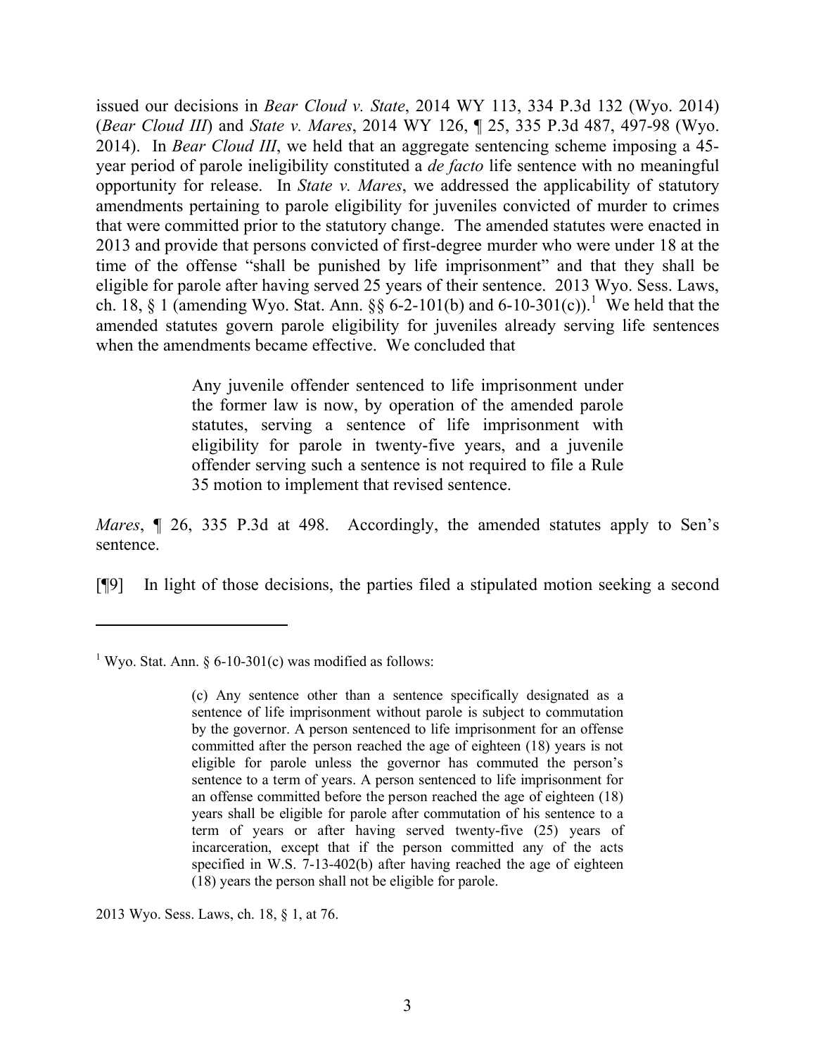issued our decisions in *Bear Cloud v. State*, 2014 WY 113, 334 P.3d 132 (Wyo. 2014) (*Bear Cloud III*) and *State v. Mares*, 2014 WY 126, ¶ 25, 335 P.3d 487, 497-98 (Wyo. 2014). In *Bear Cloud III*, we held that an aggregate sentencing scheme imposing a 45-year period of parole ineligibility constituted a *de facto* life sentence with no meaningful opportunity for release. In *State v. Mares*, we addressed the applicability of statutory amendments pertaining to parole eligibility for juveniles convicted of murder to crimes that were committed prior to the statutory change. The amended statutes were enacted in 2013 and provide that persons convicted of first-degree murder who were under 18 at the time of the offense "shall be punished by life imprisonment" and that they shall be eligible for parole after having served 25 years of their sentence. 2013 Wyo. Sess. Laws, ch. 18, § 1 (amending Wyo. Stat. Ann. §§ 6-2-101(b) and 6-10-301(c)).[1] We held that the amended statutes govern parole eligibility for juveniles already serving life sentences when the amendments became effective. We concluded that

> Any juvenile offender sentenced to life imprisonment under the former law is now, by operation of the amended parole statutes, serving a sentence of life imprisonment with eligibility for parole in twenty-five years, and a juvenile offender serving such a sentence is not required to file a Rule 35 motion to implement that revised sentence.

*Mares*, ¶ 26, 335 P.3d at 498. Accordingly, the amended statutes apply to Sen's sentence.

[¶9] In light of those decisions, the parties filed a stipulated motion seeking a second

---

[1] Wyo. Stat. Ann. § 6-10-301(c) was modified as follows:

> (c) Any sentence other than a sentence specifically designated as a sentence of life imprisonment without parole is subject to commutation by the governor. A person sentenced to life imprisonment for an offense committed after the person reached the age of eighteen (18) years is not eligible for parole unless the governor has commuted the person's sentence to a term of years. A person sentenced to life imprisonment for an offense committed before the person reached the age of eighteen (18) years shall be eligible for parole after commutation of his sentence to a term of years or after having served twenty-five (25) years of incarceration, except that if the person committed any of the acts specified in W.S. 7-13-402(b) after having reached the age of eighteen (18) years the person shall not be eligible for parole.

2013 Wyo. Sess. Laws, ch. 18, § 1, at 76.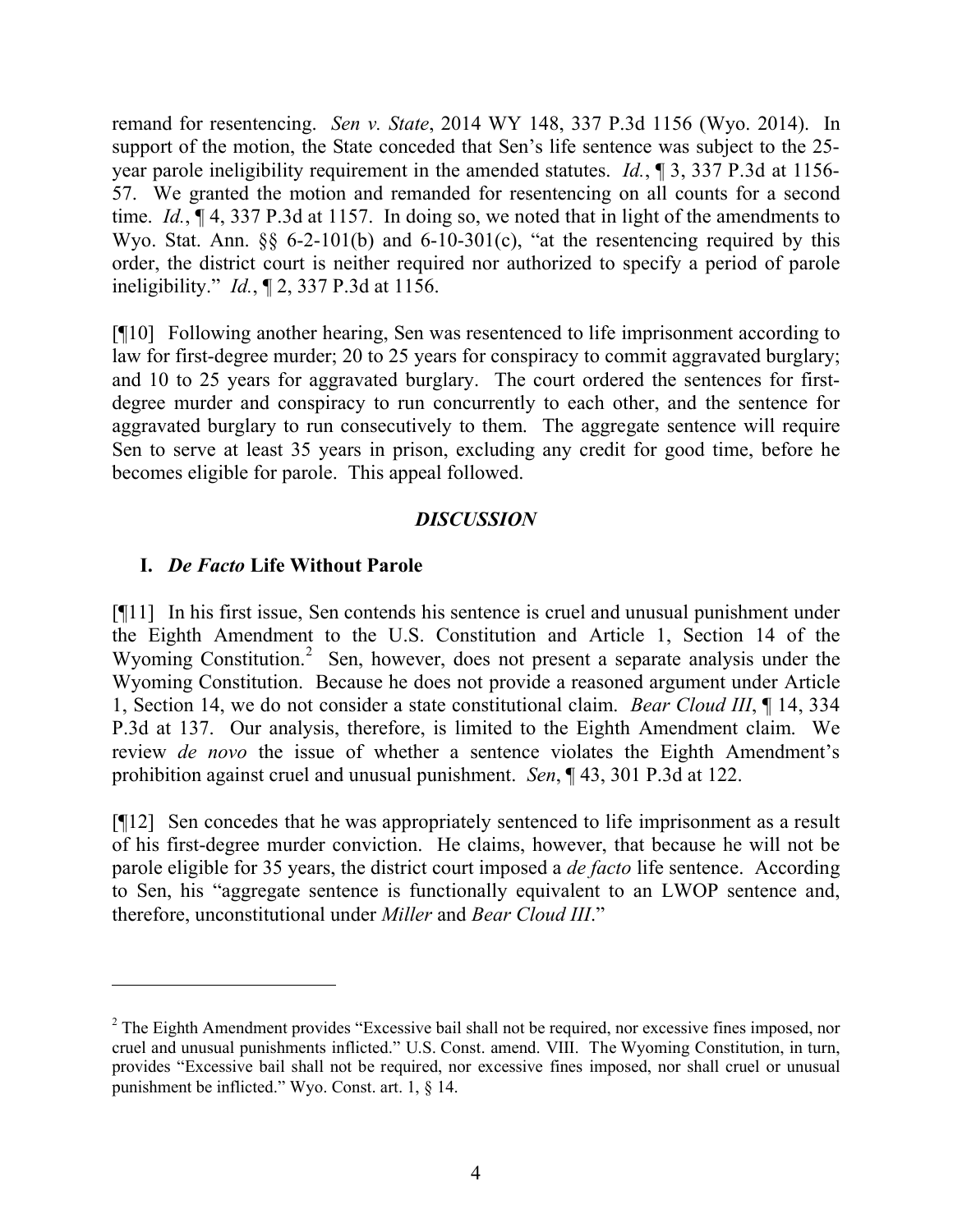remand for resentencing. *Sen v. State*, 2014 WY 148, 337 P.3d 1156 (Wyo. 2014). In support of the motion, the State conceded that Sen's life sentence was subject to the 25-year parole ineligibility requirement in the amended statutes. *Id.*, ¶ 3, 337 P.3d at 1156-57. We granted the motion and remanded for resentencing on all counts for a second time. *Id.*, ¶ 4, 337 P.3d at 1157. In doing so, we noted that in light of the amendments to Wyo. Stat. Ann. §§ 6-2-101(b) and 6-10-301(c), "at the resentencing required by this order, the district court is neither required nor authorized to specify a period of parole ineligibility." *Id.*, ¶ 2, 337 P.3d at 1156.

[¶10] Following another hearing, Sen was resentenced to life imprisonment according to law for first-degree murder; 20 to 25 years for conspiracy to commit aggravated burglary; and 10 to 25 years for aggravated burglary. The court ordered the sentences for first-degree murder and conspiracy to run concurrently to each other, and the sentence for aggravated burglary to run consecutively to them. The aggregate sentence will require Sen to serve at least 35 years in prison, excluding any credit for good time, before he becomes eligible for parole. This appeal followed.

## *DISCUSSION*

### I. *De Facto* Life Without Parole

[¶11] In his first issue, Sen contends his sentence is cruel and unusual punishment under the Eighth Amendment to the U.S. Constitution and Article 1, Section 14 of the Wyoming Constitution.[2] Sen, however, does not present a separate analysis under the Wyoming Constitution. Because he does not provide a reasoned argument under Article 1, Section 14, we do not consider a state constitutional claim. *Bear Cloud III*, ¶ 14, 334 P.3d at 137. Our analysis, therefore, is limited to the Eighth Amendment claim. We review *de novo* the issue of whether a sentence violates the Eighth Amendment's prohibition against cruel and unusual punishment. *Sen*, ¶ 43, 301 P.3d at 122.

[¶12] Sen concedes that he was appropriately sentenced to life imprisonment as a result of his first-degree murder conviction. He claims, however, that because he will not be parole eligible for 35 years, the district court imposed a *de facto* life sentence. According to Sen, his "aggregate sentence is functionally equivalent to an LWOP sentence and, therefore, unconstitutional under *Miller* and *Bear Cloud III*."

---

[2] The Eighth Amendment provides "Excessive bail shall not be required, nor excessive fines imposed, nor cruel and unusual punishments inflicted." U.S. Const. amend. VIII. The Wyoming Constitution, in turn, provides "Excessive bail shall not be required, nor excessive fines imposed, nor shall cruel or unusual punishment be inflicted." Wyo. Const. art. 1, § 14.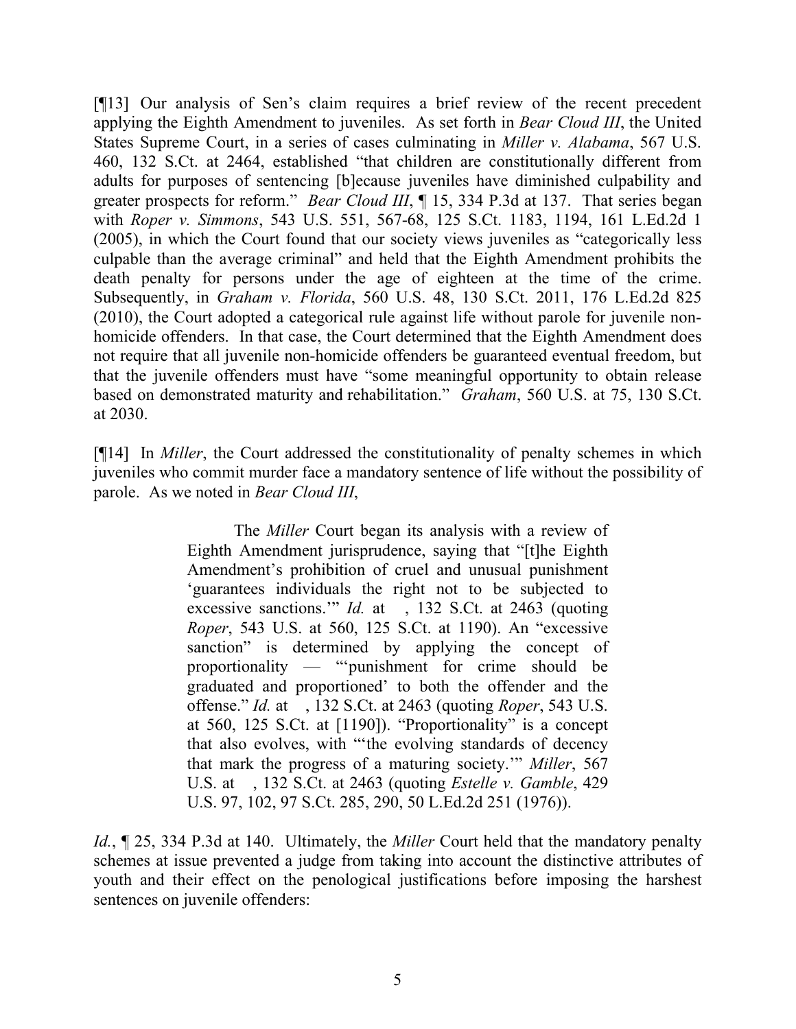[¶13] Our analysis of Sen's claim requires a brief review of the recent precedent applying the Eighth Amendment to juveniles. As set forth in *Bear Cloud III*, the United States Supreme Court, in a series of cases culminating in *Miller v. Alabama*, 567 U.S. 460, 132 S.Ct. at 2464, established "that children are constitutionally different from adults for purposes of sentencing [b]ecause juveniles have diminished culpability and greater prospects for reform." *Bear Cloud III*, ¶ 15, 334 P.3d at 137. That series began with *Roper v. Simmons*, 543 U.S. 551, 567-68, 125 S.Ct. 1183, 1194, 161 L.Ed.2d 1 (2005), in which the Court found that our society views juveniles as "categorically less culpable than the average criminal" and held that the Eighth Amendment prohibits the death penalty for persons under the age of eighteen at the time of the crime. Subsequently, in *Graham v. Florida*, 560 U.S. 48, 130 S.Ct. 2011, 176 L.Ed.2d 825 (2010), the Court adopted a categorical rule against life without parole for juvenile non-homicide offenders. In that case, the Court determined that the Eighth Amendment does not require that all juvenile non-homicide offenders be guaranteed eventual freedom, but that the juvenile offenders must have "some meaningful opportunity to obtain release based on demonstrated maturity and rehabilitation." *Graham*, 560 U.S. at 75, 130 S.Ct. at 2030.

[¶14] In *Miller*, the Court addressed the constitutionality of penalty schemes in which juveniles who commit murder face a mandatory sentence of life without the possibility of parole. As we noted in *Bear Cloud III*,

> The *Miller* Court began its analysis with a review of Eighth Amendment jurisprudence, saying that "[t]he Eighth Amendment's prohibition of cruel and unusual punishment 'guarantees individuals the right not to be subjected to excessive sanctions.'" *Id.* at ___, 132 S.Ct. at 2463 (quoting *Roper*, 543 U.S. at 560, 125 S.Ct. at 1190). An "excessive sanction" is determined by applying the concept of proportionality — "'punishment for crime should be graduated and proportioned' to both the offender and the offense." *Id.* at ___, 132 S.Ct. at 2463 (quoting *Roper*, 543 U.S. at 560, 125 S.Ct. at [1190]). "Proportionality" is a concept that also evolves, with "'the evolving standards of decency that mark the progress of a maturing society.'" *Miller*, 567 U.S. at ___, 132 S.Ct. at 2463 (quoting *Estelle v. Gamble*, 429 U.S. 97, 102, 97 S.Ct. 285, 290, 50 L.Ed.2d 251 (1976)).

*Id.*, ¶ 25, 334 P.3d at 140. Ultimately, the *Miller* Court held that the mandatory penalty schemes at issue prevented a judge from taking into account the distinctive attributes of youth and their effect on the penological justifications before imposing the harshest sentences on juvenile offenders: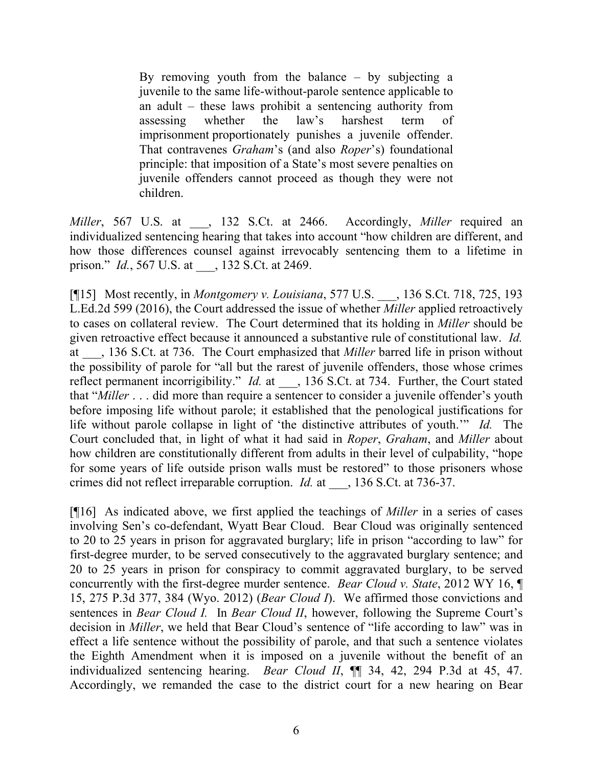> By removing youth from the balance – by subjecting a juvenile to the same life-without-parole sentence applicable to an adult – these laws prohibit a sentencing authority from assessing whether the law's harshest term of imprisonment proportionately punishes a juvenile offender. That contravenes *Graham*'s (and also *Roper*'s) foundational principle: that imposition of a State's most severe penalties on juvenile offenders cannot proceed as though they were not children.

*Miller*, 567 U.S. at ___, 132 S.Ct. at 2466. Accordingly, *Miller* required an individualized sentencing hearing that takes into account "how children are different, and how those differences counsel against irrevocably sentencing them to a lifetime in prison." *Id.*, 567 U.S. at ___, 132 S.Ct. at 2469.

[¶15] Most recently, in *Montgomery v. Louisiana*, 577 U.S. ___, 136 S.Ct. 718, 725, 193 L.Ed.2d 599 (2016), the Court addressed the issue of whether *Miller* applied retroactively to cases on collateral review. The Court determined that its holding in *Miller* should be given retroactive effect because it announced a substantive rule of constitutional law. *Id.* at ___, 136 S.Ct. at 736. The Court emphasized that *Miller* barred life in prison without the possibility of parole for "all but the rarest of juvenile offenders, those whose crimes reflect permanent incorrigibility." *Id.* at ___, 136 S.Ct. at 734. Further, the Court stated that "*Miller* . . . did more than require a sentencer to consider a juvenile offender's youth before imposing life without parole; it established that the penological justifications for life without parole collapse in light of 'the distinctive attributes of youth.'" *Id.* The Court concluded that, in light of what it had said in *Roper*, *Graham*, and *Miller* about how children are constitutionally different from adults in their level of culpability, "hope for some years of life outside prison walls must be restored" to those prisoners whose crimes did not reflect irreparable corruption. *Id.* at ___, 136 S.Ct. at 736-37.

[¶16] As indicated above, we first applied the teachings of *Miller* in a series of cases involving Sen's co-defendant, Wyatt Bear Cloud. Bear Cloud was originally sentenced to 20 to 25 years in prison for aggravated burglary; life in prison "according to law" for first-degree murder, to be served consecutively to the aggravated burglary sentence; and 20 to 25 years in prison for conspiracy to commit aggravated burglary, to be served concurrently with the first-degree murder sentence. *Bear Cloud v. State*, 2012 WY 16, ¶ 15, 275 P.3d 377, 384 (Wyo. 2012) (*Bear Cloud I*). We affirmed those convictions and sentences in *Bear Cloud I.* In *Bear Cloud II*, however, following the Supreme Court's decision in *Miller*, we held that Bear Cloud's sentence of "life according to law" was in effect a life sentence without the possibility of parole, and that such a sentence violates the Eighth Amendment when it is imposed on a juvenile without the benefit of an individualized sentencing hearing. *Bear Cloud II*, ¶¶ 34, 42, 294 P.3d at 45, 47. Accordingly, we remanded the case to the district court for a new hearing on Bear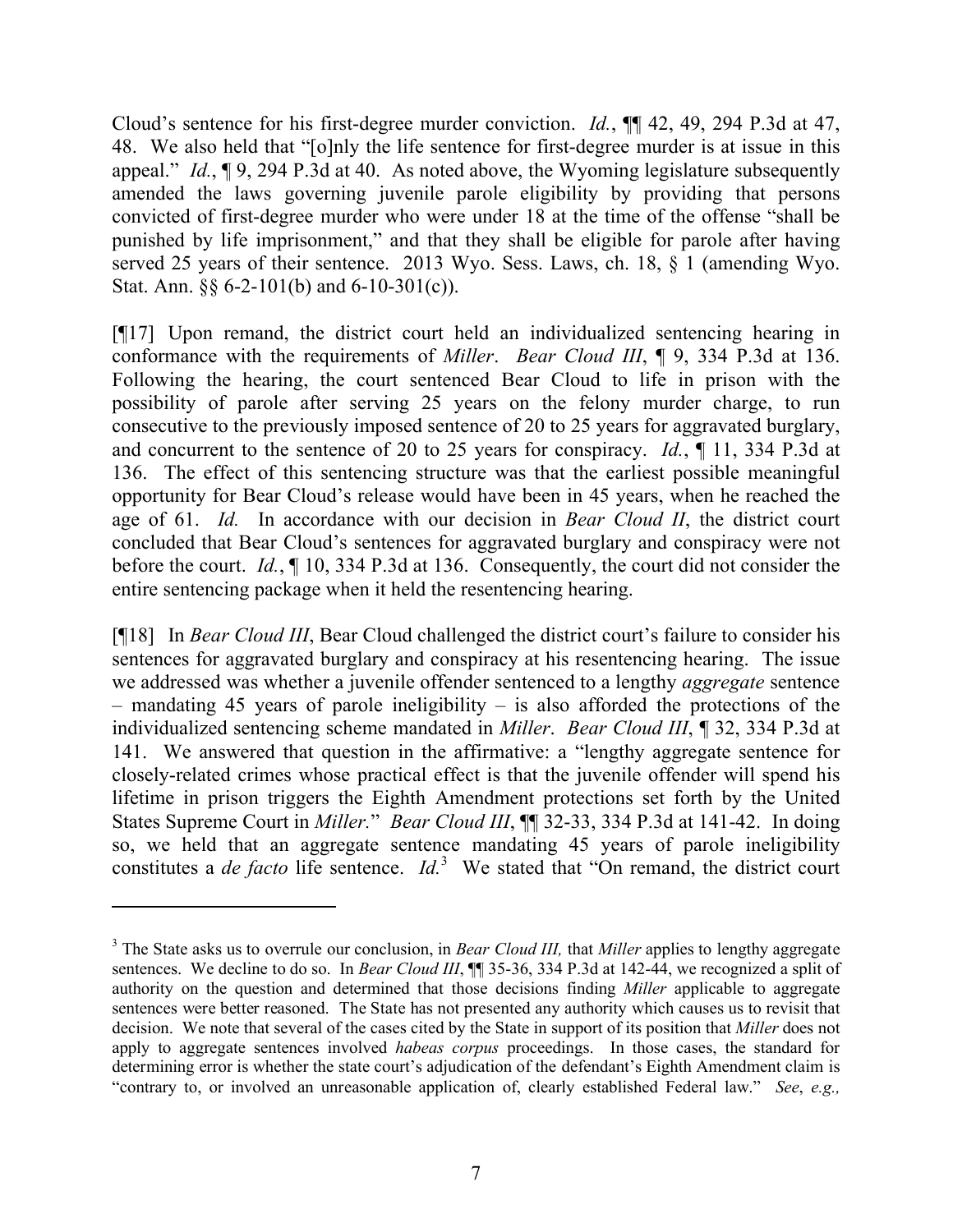Cloud's sentence for his first-degree murder conviction. *Id.*, ¶¶ 42, 49, 294 P.3d at 47, 48. We also held that "[o]nly the life sentence for first-degree murder is at issue in this appeal." *Id.*, ¶ 9, 294 P.3d at 40. As noted above, the Wyoming legislature subsequently amended the laws governing juvenile parole eligibility by providing that persons convicted of first-degree murder who were under 18 at the time of the offense "shall be punished by life imprisonment," and that they shall be eligible for parole after having served 25 years of their sentence. 2013 Wyo. Sess. Laws, ch. 18, § 1 (amending Wyo. Stat. Ann. §§ 6-2-101(b) and 6-10-301(c)).

[¶17] Upon remand, the district court held an individualized sentencing hearing in conformance with the requirements of *Miller*. *Bear Cloud III*, ¶ 9, 334 P.3d at 136. Following the hearing, the court sentenced Bear Cloud to life in prison with the possibility of parole after serving 25 years on the felony murder charge, to run consecutive to the previously imposed sentence of 20 to 25 years for aggravated burglary, and concurrent to the sentence of 20 to 25 years for conspiracy. *Id.*, ¶ 11, 334 P.3d at 136. The effect of this sentencing structure was that the earliest possible meaningful opportunity for Bear Cloud's release would have been in 45 years, when he reached the age of 61. *Id.* In accordance with our decision in *Bear Cloud II*, the district court concluded that Bear Cloud's sentences for aggravated burglary and conspiracy were not before the court. *Id.*, ¶ 10, 334 P.3d at 136. Consequently, the court did not consider the entire sentencing package when it held the resentencing hearing.

[¶18] In *Bear Cloud III*, Bear Cloud challenged the district court's failure to consider his sentences for aggravated burglary and conspiracy at his resentencing hearing. The issue we addressed was whether a juvenile offender sentenced to a lengthy *aggregate* sentence – mandating 45 years of parole ineligibility – is also afforded the protections of the individualized sentencing scheme mandated in *Miller*. *Bear Cloud III*, ¶ 32, 334 P.3d at 141. We answered that question in the affirmative: a "lengthy aggregate sentence for closely-related crimes whose practical effect is that the juvenile offender will spend his lifetime in prison triggers the Eighth Amendment protections set forth by the United States Supreme Court in *Miller*." *Bear Cloud III*, ¶¶ 32-33, 334 P.3d at 141-42. In doing so, we held that an aggregate sentence mandating 45 years of parole ineligibility constitutes a *de facto* life sentence. *Id.*[3] We stated that "On remand, the district court

[3] The State asks us to overrule our conclusion, in *Bear Cloud III,* that *Miller* applies to lengthy aggregate sentences. We decline to do so. In *Bear Cloud III*, ¶¶ 35-36, 334 P.3d at 142-44, we recognized a split of authority on the question and determined that those decisions finding *Miller* applicable to aggregate sentences were better reasoned. The State has not presented any authority which causes us to revisit that decision. We note that several of the cases cited by the State in support of its position that *Miller* does not apply to aggregate sentences involved *habeas corpus* proceedings. In those cases, the standard for determining error is whether the state court's adjudication of the defendant's Eighth Amendment claim is "contrary to, or involved an unreasonable application of, clearly established Federal law." *See*, *e.g.,*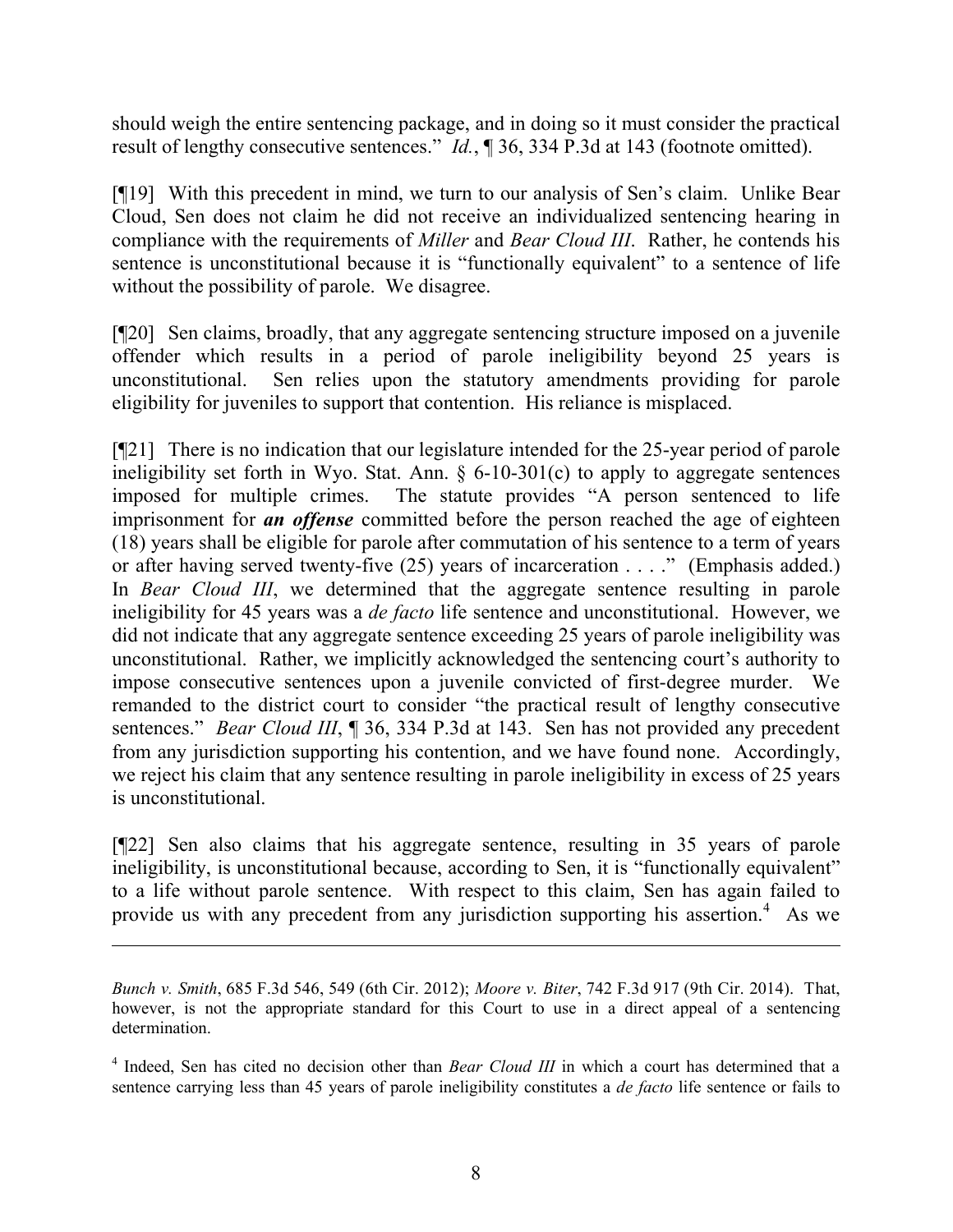should weigh the entire sentencing package, and in doing so it must consider the practical result of lengthy consecutive sentences." *Id.*, ¶ 36, 334 P.3d at 143 (footnote omitted).

[¶19] With this precedent in mind, we turn to our analysis of Sen's claim. Unlike Bear Cloud, Sen does not claim he did not receive an individualized sentencing hearing in compliance with the requirements of *Miller* and *Bear Cloud III*. Rather, he contends his sentence is unconstitutional because it is "functionally equivalent" to a sentence of life without the possibility of parole. We disagree.

[¶20] Sen claims, broadly, that any aggregate sentencing structure imposed on a juvenile offender which results in a period of parole ineligibility beyond 25 years is unconstitutional. Sen relies upon the statutory amendments providing for parole eligibility for juveniles to support that contention. His reliance is misplaced.

[¶21] There is no indication that our legislature intended for the 25-year period of parole ineligibility set forth in Wyo. Stat. Ann. § 6-10-301(c) to apply to aggregate sentences imposed for multiple crimes. The statute provides "A person sentenced to life imprisonment for ***an offense*** committed before the person reached the age of eighteen (18) years shall be eligible for parole after commutation of his sentence to a term of years or after having served twenty-five (25) years of incarceration . . . ." (Emphasis added.) In *Bear Cloud III*, we determined that the aggregate sentence resulting in parole ineligibility for 45 years was a *de facto* life sentence and unconstitutional. However, we did not indicate that any aggregate sentence exceeding 25 years of parole ineligibility was unconstitutional. Rather, we implicitly acknowledged the sentencing court's authority to impose consecutive sentences upon a juvenile convicted of first-degree murder. We remanded to the district court to consider "the practical result of lengthy consecutive sentences." *Bear Cloud III*, ¶ 36, 334 P.3d at 143. Sen has not provided any precedent from any jurisdiction supporting his contention, and we have found none. Accordingly, we reject his claim that any sentence resulting in parole ineligibility in excess of 25 years is unconstitutional.

[¶22] Sen also claims that his aggregate sentence, resulting in 35 years of parole ineligibility, is unconstitutional because, according to Sen, it is "functionally equivalent" to a life without parole sentence. With respect to this claim, Sen has again failed to provide us with any precedent from any jurisdiction supporting his assertion.[4] As we

---

*Bunch v. Smith*, 685 F.3d 546, 549 (6th Cir. 2012); *Moore v. Biter*, 742 F.3d 917 (9th Cir. 2014). That, however, is not the appropriate standard for this Court to use in a direct appeal of a sentencing determination.

[4] Indeed, Sen has cited no decision other than *Bear Cloud III* in which a court has determined that a sentence carrying less than 45 years of parole ineligibility constitutes a *de facto* life sentence or fails to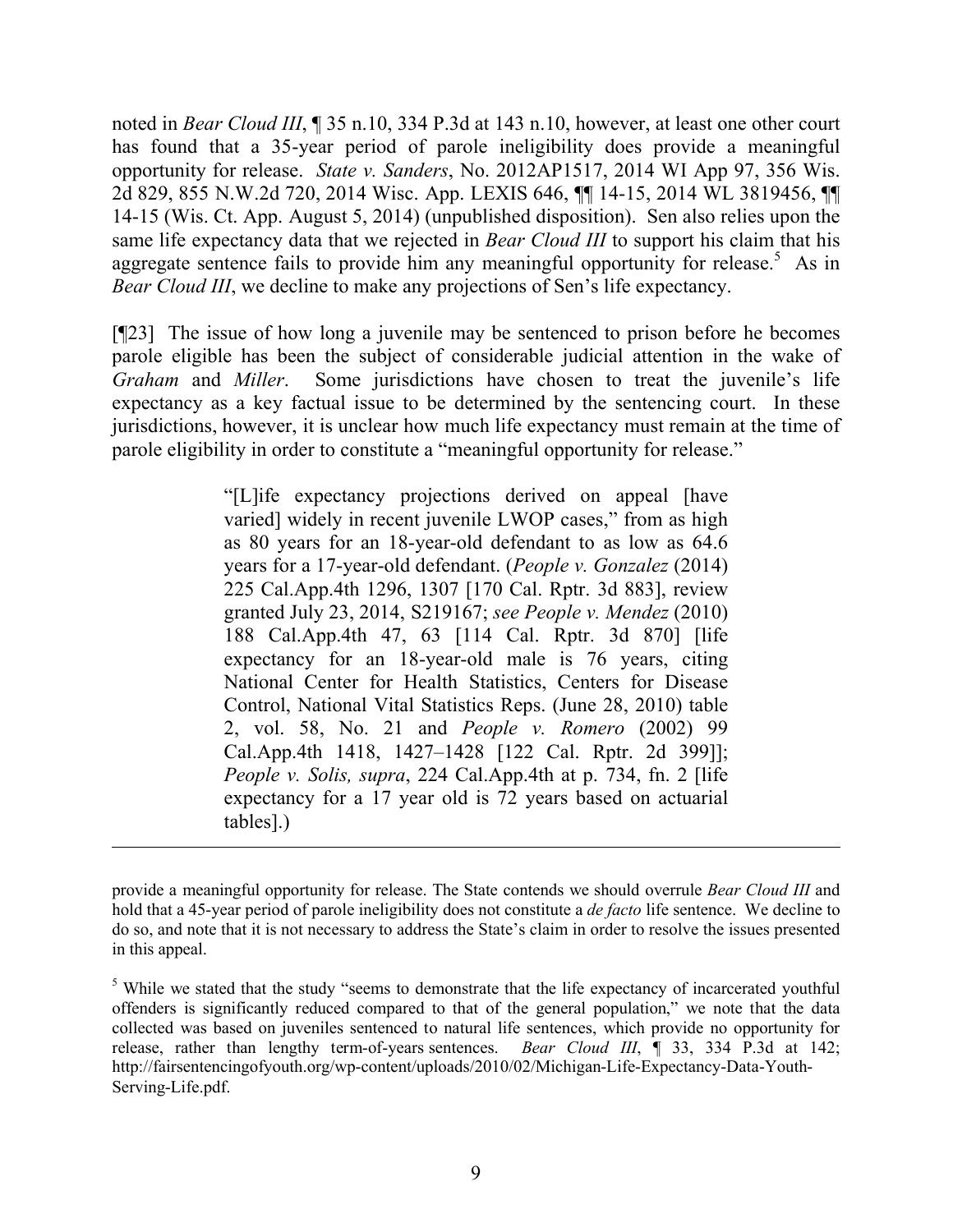noted in *Bear Cloud III*, ¶ 35 n.10, 334 P.3d at 143 n.10, however, at least one other court has found that a 35-year period of parole ineligibility does provide a meaningful opportunity for release. *State v. Sanders*, No. 2012AP1517, 2014 WI App 97, 356 Wis. 2d 829, 855 N.W.2d 720, 2014 Wisc. App. LEXIS 646, ¶¶ 14-15, 2014 WL 3819456, ¶¶ 14-15 (Wis. Ct. App. August 5, 2014) (unpublished disposition). Sen also relies upon the same life expectancy data that we rejected in *Bear Cloud III* to support his claim that his aggregate sentence fails to provide him any meaningful opportunity for release.[5] As in *Bear Cloud III*, we decline to make any projections of Sen's life expectancy.

[¶23] The issue of how long a juvenile may be sentenced to prison before he becomes parole eligible has been the subject of considerable judicial attention in the wake of *Graham* and *Miller*. Some jurisdictions have chosen to treat the juvenile's life expectancy as a key factual issue to be determined by the sentencing court. In these jurisdictions, however, it is unclear how much life expectancy must remain at the time of parole eligibility in order to constitute a "meaningful opportunity for release."

> "[L]ife expectancy projections derived on appeal [have varied] widely in recent juvenile LWOP cases," from as high as 80 years for an 18-year-old defendant to as low as 64.6 years for a 17-year-old defendant. (*People v. Gonzalez* (2014) 225 Cal.App.4th 1296, 1307 [170 Cal. Rptr. 3d 883], review granted July 23, 2014, S219167; *see People v. Mendez* (2010) 188 Cal.App.4th 47, 63 [114 Cal. Rptr. 3d 870] [life expectancy for an 18-year-old male is 76 years, citing National Center for Health Statistics, Centers for Disease Control, National Vital Statistics Reps. (June 28, 2010) table 2, vol. 58, No. 21 and *People v. Romero* (2002) 99 Cal.App.4th 1418, 1427–1428 [122 Cal. Rptr. 2d 399]]; *People v. Solis, supra*, 224 Cal.App.4th at p. 734, fn. 2 [life expectancy for a 17 year old is 72 years based on actuarial tables].)

---

provide a meaningful opportunity for release. The State contends we should overrule *Bear Cloud III* and hold that a 45-year period of parole ineligibility does not constitute a *de facto* life sentence. We decline to do so, and note that it is not necessary to address the State's claim in order to resolve the issues presented in this appeal.

[5] While we stated that the study "seems to demonstrate that the life expectancy of incarcerated youthful offenders is significantly reduced compared to that of the general population," we note that the data collected was based on juveniles sentenced to natural life sentences, which provide no opportunity for release, rather than lengthy term-of-years sentences. *Bear Cloud III*, ¶ 33, 334 P.3d at 142; http://fairsentencingofyouth.org/wp-content/uploads/2010/02/Michigan-Life-Expectancy-Data-Youth-Serving-Life.pdf.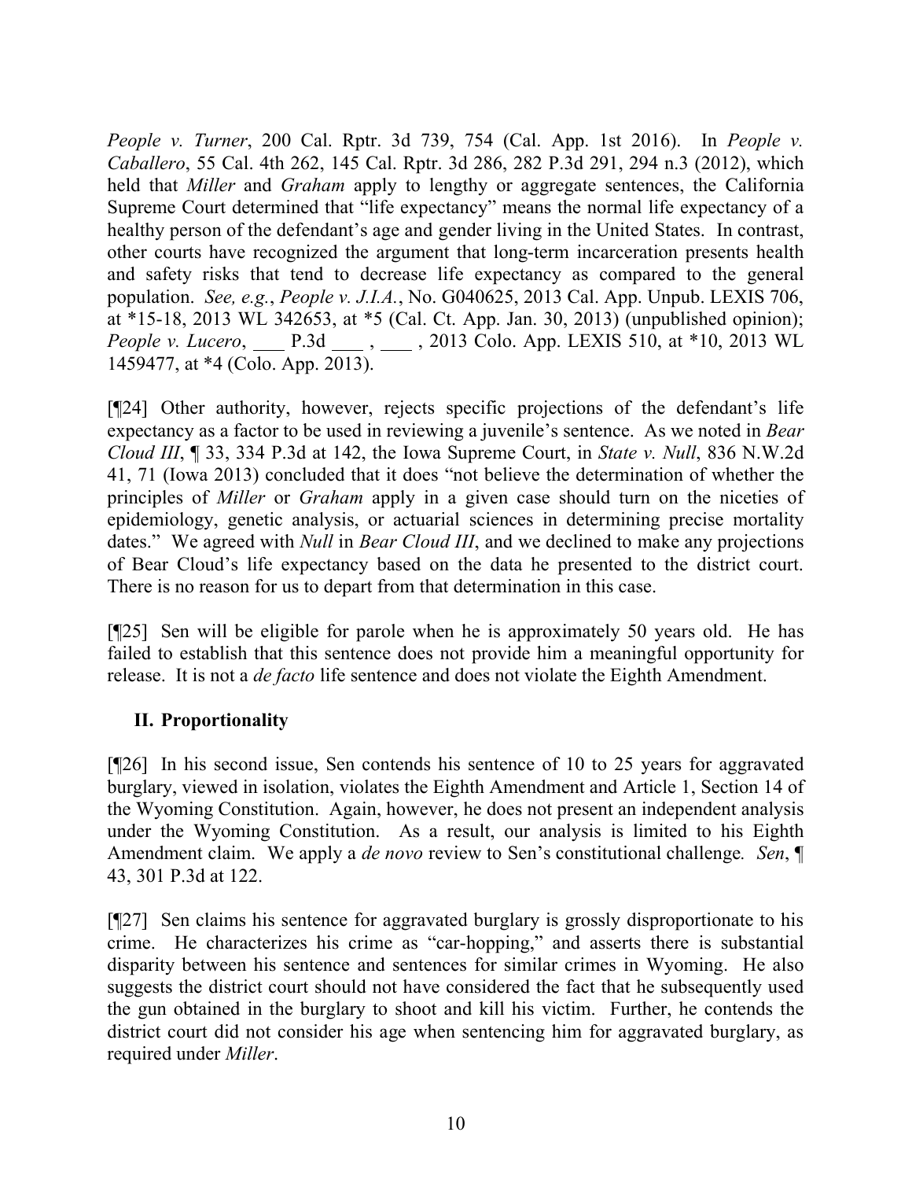*People v. Turner*, 200 Cal. Rptr. 3d 739, 754 (Cal. App. 1st 2016). In *People v. Caballero*, 55 Cal. 4th 262, 145 Cal. Rptr. 3d 286, 282 P.3d 291, 294 n.3 (2012), which held that *Miller* and *Graham* apply to lengthy or aggregate sentences, the California Supreme Court determined that "life expectancy" means the normal life expectancy of a healthy person of the defendant's age and gender living in the United States. In contrast, other courts have recognized the argument that long-term incarceration presents health and safety risks that tend to decrease life expectancy as compared to the general population. *See, e.g.*, *People v. J.I.A.*, No. G040625, 2013 Cal. App. Unpub. LEXIS 706, at *15-18, 2013 WL 342653, at *5 (Cal. Ct. App. Jan. 30, 2013) (unpublished opinion); *People v. Lucero*, ___ P.3d ___ , ___ , 2013 Colo. App. LEXIS 510, at *10, 2013 WL 1459477, at *4 (Colo. App. 2013).

[¶24] Other authority, however, rejects specific projections of the defendant's life expectancy as a factor to be used in reviewing a juvenile's sentence. As we noted in *Bear Cloud III*, ¶ 33, 334 P.3d at 142, the Iowa Supreme Court, in *State v. Null*, 836 N.W.2d 41, 71 (Iowa 2013) concluded that it does "not believe the determination of whether the principles of *Miller* or *Graham* apply in a given case should turn on the niceties of epidemiology, genetic analysis, or actuarial sciences in determining precise mortality dates." We agreed with *Null* in *Bear Cloud III*, and we declined to make any projections of Bear Cloud's life expectancy based on the data he presented to the district court. There is no reason for us to depart from that determination in this case.

[¶25] Sen will be eligible for parole when he is approximately 50 years old. He has failed to establish that this sentence does not provide him a meaningful opportunity for release. It is not a *de facto* life sentence and does not violate the Eighth Amendment.

## II. Proportionality

[¶26] In his second issue, Sen contends his sentence of 10 to 25 years for aggravated burglary, viewed in isolation, violates the Eighth Amendment and Article 1, Section 14 of the Wyoming Constitution. Again, however, he does not present an independent analysis under the Wyoming Constitution. As a result, our analysis is limited to his Eighth Amendment claim. We apply a *de novo* review to Sen's constitutional challenge. *Sen*, ¶ 43, 301 P.3d at 122.

[¶27] Sen claims his sentence for aggravated burglary is grossly disproportionate to his crime. He characterizes his crime as "car-hopping," and asserts there is substantial disparity between his sentence and sentences for similar crimes in Wyoming. He also suggests the district court should not have considered the fact that he subsequently used the gun obtained in the burglary to shoot and kill his victim. Further, he contends the district court did not consider his age when sentencing him for aggravated burglary, as required under *Miller*.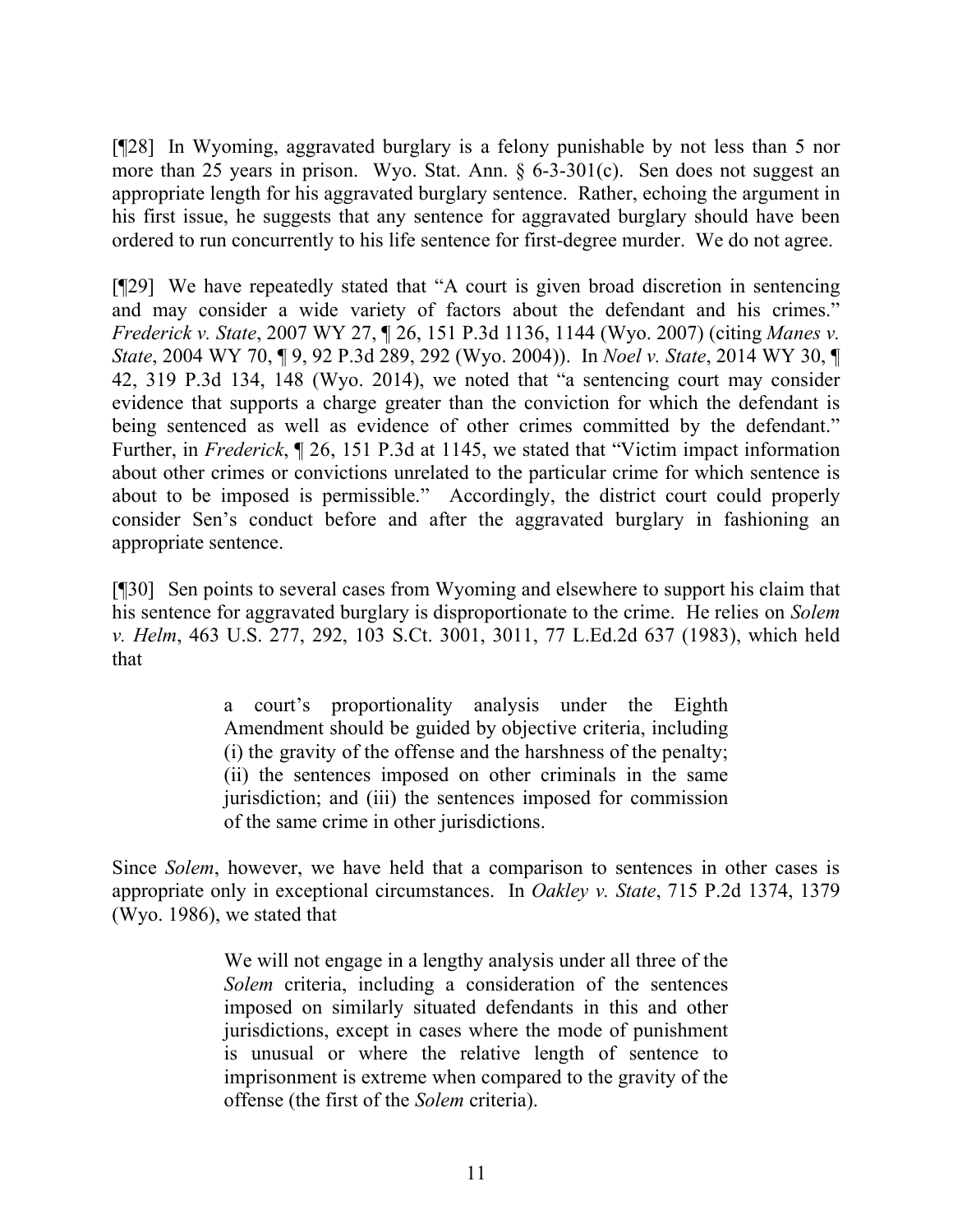[¶28] In Wyoming, aggravated burglary is a felony punishable by not less than 5 nor more than 25 years in prison. Wyo. Stat. Ann. § 6-3-301(c). Sen does not suggest an appropriate length for his aggravated burglary sentence. Rather, echoing the argument in his first issue, he suggests that any sentence for aggravated burglary should have been ordered to run concurrently to his life sentence for first-degree murder. We do not agree.

[¶29] We have repeatedly stated that "A court is given broad discretion in sentencing and may consider a wide variety of factors about the defendant and his crimes." *Frederick v. State*, 2007 WY 27, ¶ 26, 151 P.3d 1136, 1144 (Wyo. 2007) (citing *Manes v. State*, 2004 WY 70, ¶ 9, 92 P.3d 289, 292 (Wyo. 2004)). In *Noel v. State*, 2014 WY 30, ¶ 42, 319 P.3d 134, 148 (Wyo. 2014), we noted that "a sentencing court may consider evidence that supports a charge greater than the conviction for which the defendant is being sentenced as well as evidence of other crimes committed by the defendant." Further, in *Frederick*, ¶ 26, 151 P.3d at 1145, we stated that "Victim impact information about other crimes or convictions unrelated to the particular crime for which sentence is about to be imposed is permissible." Accordingly, the district court could properly consider Sen's conduct before and after the aggravated burglary in fashioning an appropriate sentence.

[¶30] Sen points to several cases from Wyoming and elsewhere to support his claim that his sentence for aggravated burglary is disproportionate to the crime. He relies on *Solem v. Helm*, 463 U.S. 277, 292, 103 S.Ct. 3001, 3011, 77 L.Ed.2d 637 (1983), which held that

> a court's proportionality analysis under the Eighth Amendment should be guided by objective criteria, including (i) the gravity of the offense and the harshness of the penalty; (ii) the sentences imposed on other criminals in the same jurisdiction; and (iii) the sentences imposed for commission of the same crime in other jurisdictions.

Since *Solem*, however, we have held that a comparison to sentences in other cases is appropriate only in exceptional circumstances. In *Oakley v. State*, 715 P.2d 1374, 1379 (Wyo. 1986), we stated that

> We will not engage in a lengthy analysis under all three of the *Solem* criteria, including a consideration of the sentences imposed on similarly situated defendants in this and other jurisdictions, except in cases where the mode of punishment is unusual or where the relative length of sentence to imprisonment is extreme when compared to the gravity of the offense (the first of the *Solem* criteria).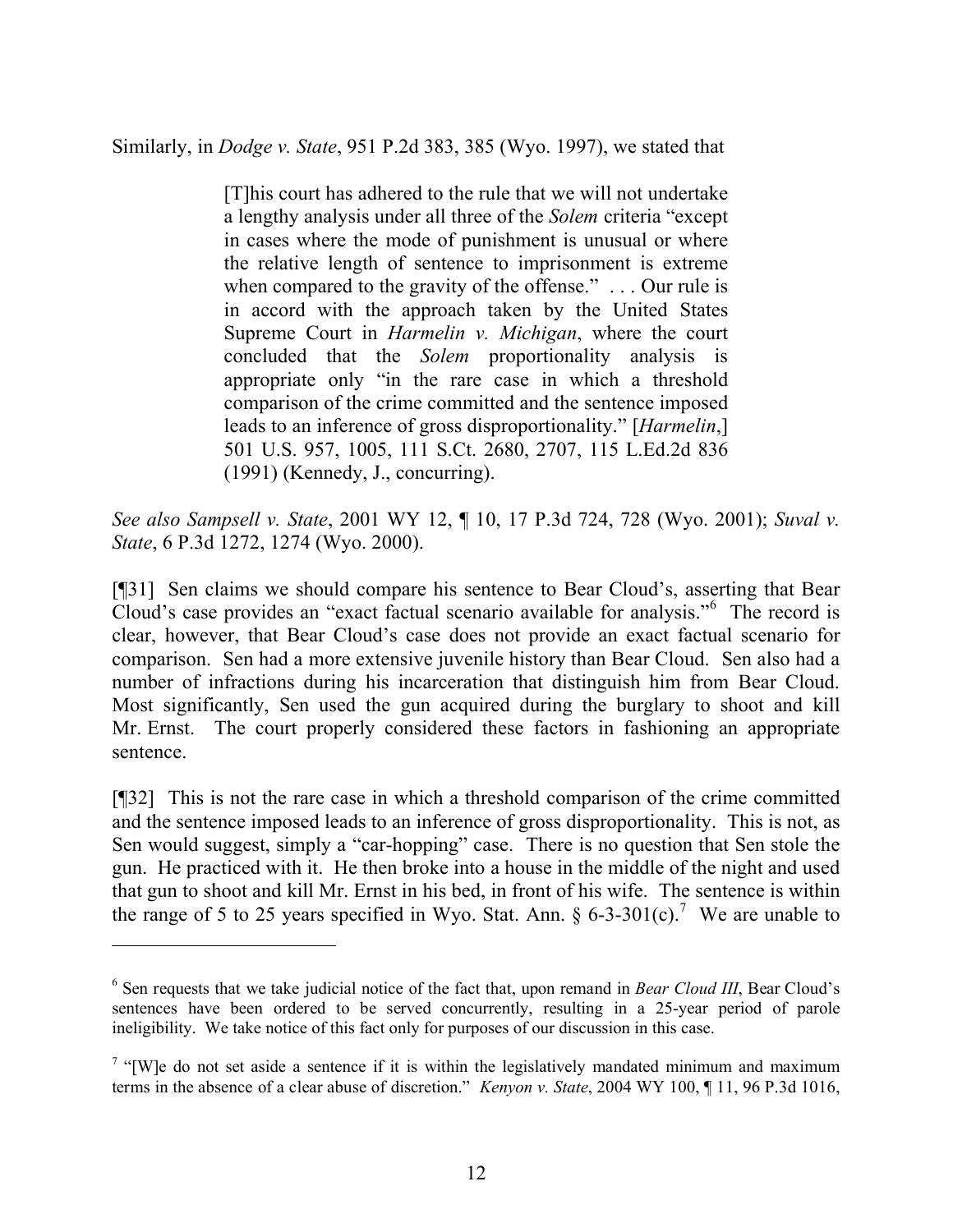Similarly, in *Dodge v. State*, 951 P.2d 383, 385 (Wyo. 1997), we stated that

> [T]his court has adhered to the rule that we will not undertake a lengthy analysis under all three of the *Solem* criteria "except in cases where the mode of punishment is unusual or where the relative length of sentence to imprisonment is extreme when compared to the gravity of the offense." . . . Our rule is in accord with the approach taken by the United States Supreme Court in *Harmelin v. Michigan*, where the court concluded that the *Solem* proportionality analysis is appropriate only "in the rare case in which a threshold comparison of the crime committed and the sentence imposed leads to an inference of gross disproportionality." [*Harmelin*,] 501 U.S. 957, 1005, 111 S.Ct. 2680, 2707, 115 L.Ed.2d 836 (1991) (Kennedy, J., concurring).

*See also Sampsell v. State*, 2001 WY 12, ¶ 10, 17 P.3d 724, 728 (Wyo. 2001); *Suval v. State*, 6 P.3d 1272, 1274 (Wyo. 2000).

[¶31] Sen claims we should compare his sentence to Bear Cloud's, asserting that Bear Cloud's case provides an "exact factual scenario available for analysis."[6] The record is clear, however, that Bear Cloud's case does not provide an exact factual scenario for comparison. Sen had a more extensive juvenile history than Bear Cloud. Sen also had a number of infractions during his incarceration that distinguish him from Bear Cloud. Most significantly, Sen used the gun acquired during the burglary to shoot and kill Mr. Ernst. The court properly considered these factors in fashioning an appropriate sentence.

[¶32] This is not the rare case in which a threshold comparison of the crime committed and the sentence imposed leads to an inference of gross disproportionality. This is not, as Sen would suggest, simply a "car-hopping" case. There is no question that Sen stole the gun. He practiced with it. He then broke into a house in the middle of the night and used that gun to shoot and kill Mr. Ernst in his bed, in front of his wife. The sentence is within the range of 5 to 25 years specified in Wyo. Stat. Ann. § 6-3-301(c).[7] We are unable to

---

[6] Sen requests that we take judicial notice of the fact that, upon remand in *Bear Cloud III*, Bear Cloud's sentences have been ordered to be served concurrently, resulting in a 25-year period of parole ineligibility. We take notice of this fact only for purposes of our discussion in this case.

[7] "[W]e do not set aside a sentence if it is within the legislatively mandated minimum and maximum terms in the absence of a clear abuse of discretion." *Kenyon v. State*, 2004 WY 100, ¶ 11, 96 P.3d 1016,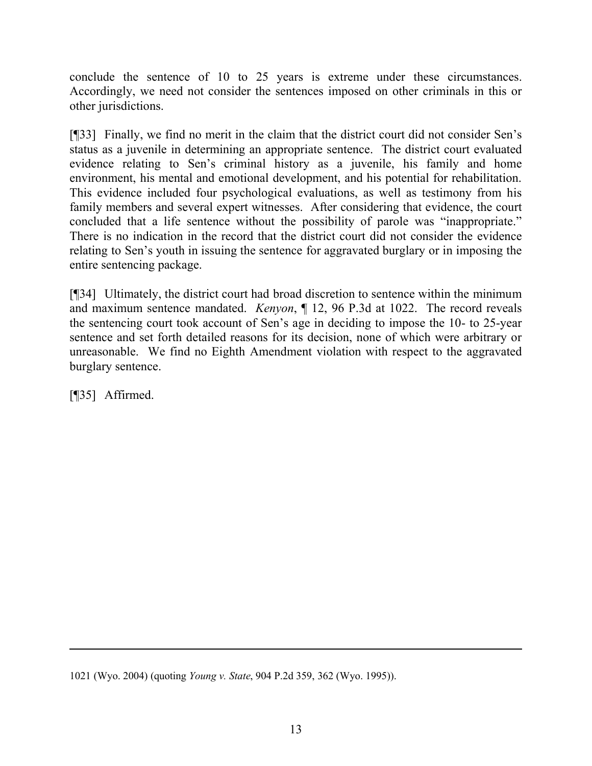conclude the sentence of 10 to 25 years is extreme under these circumstances. Accordingly, we need not consider the sentences imposed on other criminals in this or other jurisdictions.

[¶33] Finally, we find no merit in the claim that the district court did not consider Sen's status as a juvenile in determining an appropriate sentence. The district court evaluated evidence relating to Sen's criminal history as a juvenile, his family and home environment, his mental and emotional development, and his potential for rehabilitation. This evidence included four psychological evaluations, as well as testimony from his family members and several expert witnesses. After considering that evidence, the court concluded that a life sentence without the possibility of parole was "inappropriate." There is no indication in the record that the district court did not consider the evidence relating to Sen's youth in issuing the sentence for aggravated burglary or in imposing the entire sentencing package.

[¶34] Ultimately, the district court had broad discretion to sentence within the minimum and maximum sentence mandated. *Kenyon*, ¶ 12, 96 P.3d at 1022. The record reveals the sentencing court took account of Sen's age in deciding to impose the 10- to 25-year sentence and set forth detailed reasons for its decision, none of which were arbitrary or unreasonable. We find no Eighth Amendment violation with respect to the aggravated burglary sentence.

[¶35] Affirmed.

---

1021 (Wyo. 2004) (quoting *Young v. State*, 904 P.2d 359, 362 (Wyo. 1995)).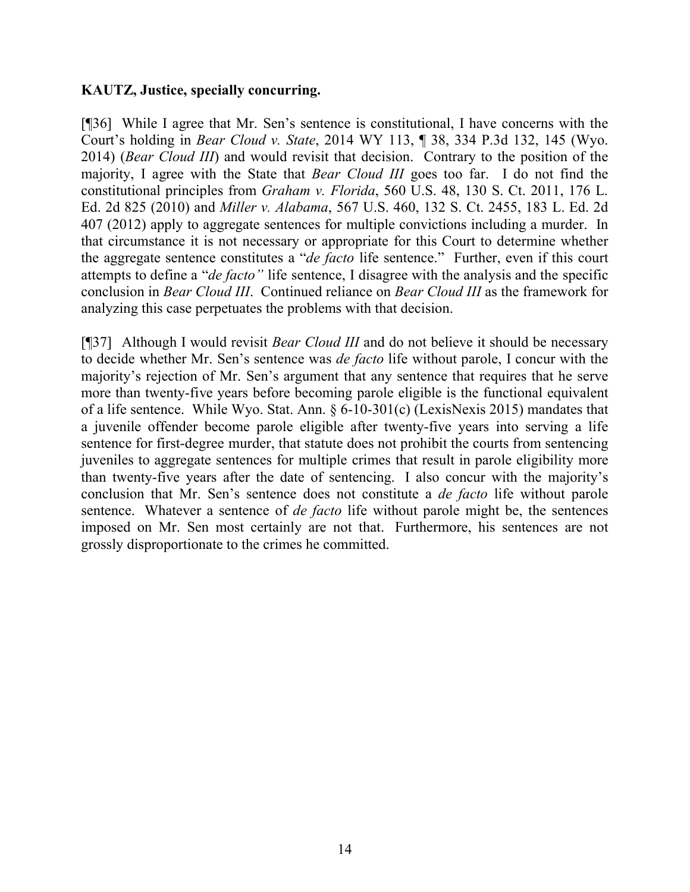**KAUTZ, Justice, specially concurring.**

[¶36] While I agree that Mr. Sen's sentence is constitutional, I have concerns with the Court's holding in *Bear Cloud v. State*, 2014 WY 113, ¶ 38, 334 P.3d 132, 145 (Wyo. 2014) (*Bear Cloud III*) and would revisit that decision. Contrary to the position of the majority, I agree with the State that *Bear Cloud III* goes too far. I do not find the constitutional principles from *Graham v. Florida*, 560 U.S. 48, 130 S. Ct. 2011, 176 L. Ed. 2d 825 (2010) and *Miller v. Alabama*, 567 U.S. 460, 132 S. Ct. 2455, 183 L. Ed. 2d 407 (2012) apply to aggregate sentences for multiple convictions including a murder. In that circumstance it is not necessary or appropriate for this Court to determine whether the aggregate sentence constitutes a "*de facto* life sentence." Further, even if this court attempts to define a "*de facto*" life sentence, I disagree with the analysis and the specific conclusion in *Bear Cloud III*. Continued reliance on *Bear Cloud III* as the framework for analyzing this case perpetuates the problems with that decision.

[¶37] Although I would revisit *Bear Cloud III* and do not believe it should be necessary to decide whether Mr. Sen's sentence was *de facto* life without parole, I concur with the majority's rejection of Mr. Sen's argument that any sentence that requires that he serve more than twenty-five years before becoming parole eligible is the functional equivalent of a life sentence. While Wyo. Stat. Ann. § 6-10-301(c) (LexisNexis 2015) mandates that a juvenile offender become parole eligible after twenty-five years into serving a life sentence for first-degree murder, that statute does not prohibit the courts from sentencing juveniles to aggregate sentences for multiple crimes that result in parole eligibility more than twenty-five years after the date of sentencing. I also concur with the majority's conclusion that Mr. Sen's sentence does not constitute a *de facto* life without parole sentence. Whatever a sentence of *de facto* life without parole might be, the sentences imposed on Mr. Sen most certainly are not that. Furthermore, his sentences are not grossly disproportionate to the crimes he committed.